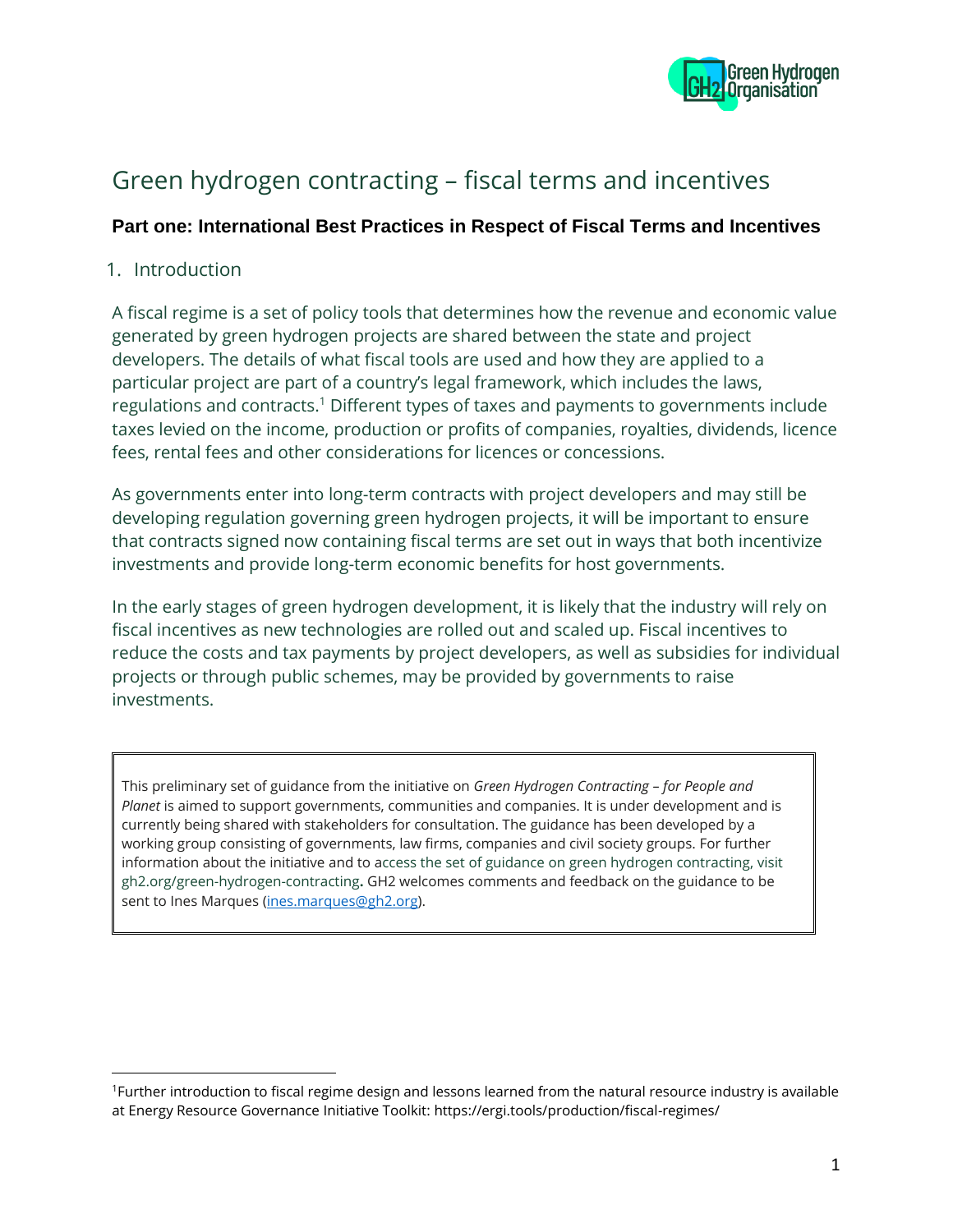# Green hydrogen contracting – fiscal terms and incentives

**Part one: International Best Practices in Respect of Fiscal Terms and Incentives**

## 1. Introduction

A fiscal regime is a set of policy tools that determines how the revenue and economic value generated by green hydrogen projects are shared between the state and project developers. The details of what fiscal tools are used and how they are applied to a particular project are part of a country's legal framework, which includes the laws, regulations and contracts.[1] Different types of taxes and payments to governments include taxes levied on the income, production or profits of companies, royalties, dividends, licence fees, rental fees and other considerations for licences or concessions.

As governments enter into long-term contracts with project developers and may still be developing regulation governing green hydrogen projects, it will be important to ensure that contracts signed now containing fiscal terms are set out in ways that both incentivize investments and provide long-term economic benefits for host governments.

In the early stages of green hydrogen development, it is likely that the industry will rely on fiscal incentives as new technologies are rolled out and scaled up. Fiscal incentives to reduce the costs and tax payments by project developers, as well as subsidies for individual projects or through public schemes, may be provided by governments to raise investments.

> This preliminary set of guidance from the initiative on *Green Hydrogen Contracting – for People and Planet* is aimed to support governments, communities and companies. It is under development and is currently being shared with stakeholders for consultation. The guidance has been developed by a working group consisting of governments, law firms, companies and civil society groups. For further information about the initiative and to access the set of guidance on green hydrogen contracting, visit gh2.org/green-hydrogen-contracting**.** GH2 welcomes comments and feedback on the guidance to be sent to Ines Marques (ines.marques@gh2.org).

[1] Further introduction to fiscal regime design and lessons learned from the natural resource industry is available at Energy Resource Governance Initiative Toolkit: https://ergi.tools/production/fiscal-regimes/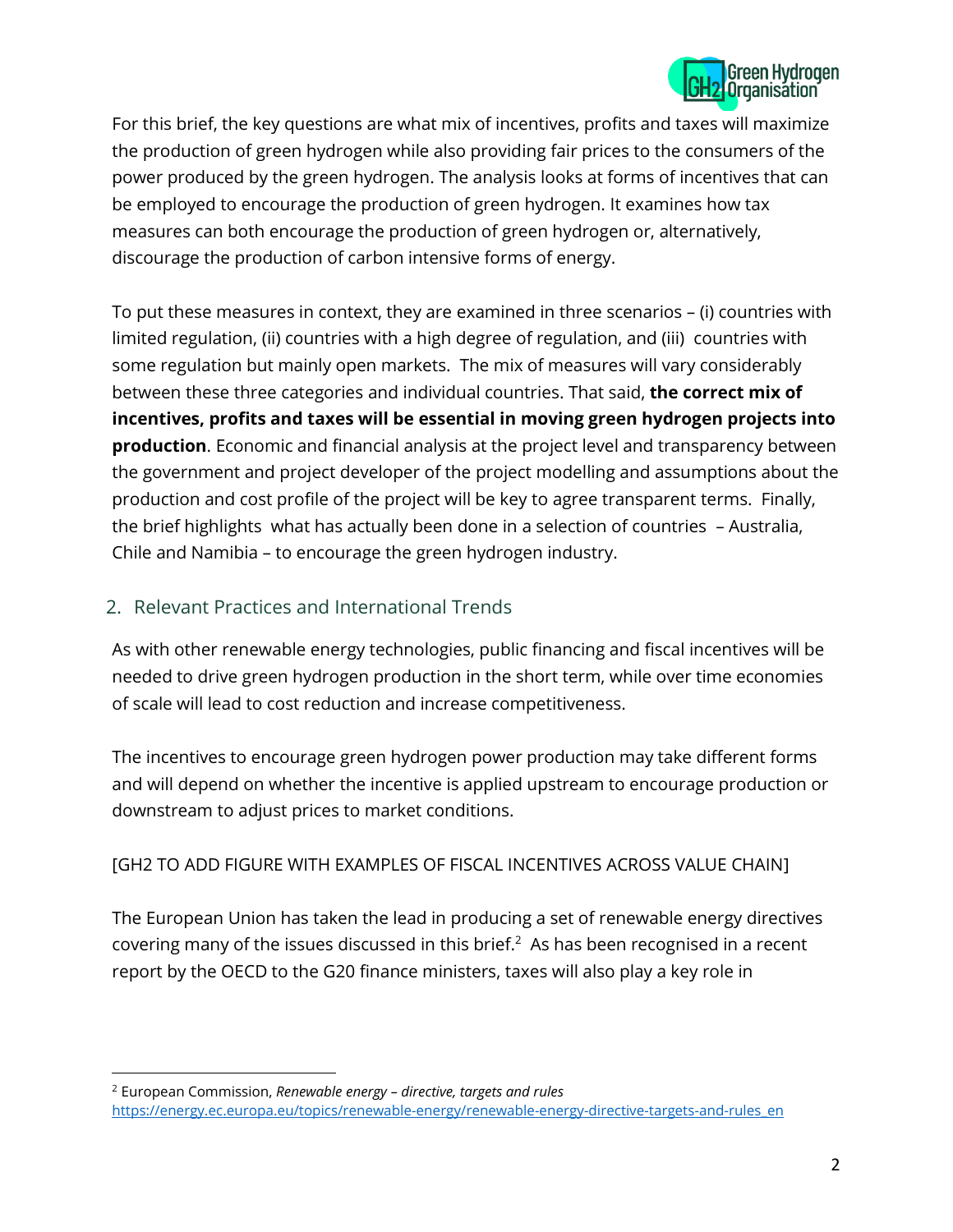For this brief, the key questions are what mix of incentives, profits and taxes will maximize the production of green hydrogen while also providing fair prices to the consumers of the power produced by the green hydrogen. The analysis looks at forms of incentives that can be employed to encourage the production of green hydrogen. It examines how tax measures can both encourage the production of green hydrogen or, alternatively, discourage the production of carbon intensive forms of energy.

To put these measures in context, they are examined in three scenarios – (i) countries with limited regulation, (ii) countries with a high degree of regulation, and (iii) countries with some regulation but mainly open markets. The mix of measures will vary considerably between these three categories and individual countries. That said, **the correct mix of incentives, profits and taxes will be essential in moving green hydrogen projects into production**. Economic and financial analysis at the project level and transparency between the government and project developer of the project modelling and assumptions about the production and cost profile of the project will be key to agree transparent terms. Finally, the brief highlights what has actually been done in a selection of countries – Australia, Chile and Namibia – to encourage the green hydrogen industry.

## 2. Relevant Practices and International Trends

As with other renewable energy technologies, public financing and fiscal incentives will be needed to drive green hydrogen production in the short term, while over time economies of scale will lead to cost reduction and increase competitiveness.

The incentives to encourage green hydrogen power production may take different forms and will depend on whether the incentive is applied upstream to encourage production or downstream to adjust prices to market conditions.

[GH2 TO ADD FIGURE WITH EXAMPLES OF FISCAL INCENTIVES ACROSS VALUE CHAIN]

The European Union has taken the lead in producing a set of renewable energy directives covering many of the issues discussed in this brief.[2] As has been recognised in a recent report by the OECD to the G20 finance ministers, taxes will also play a key role in

[2] European Commission, *Renewable energy – directive, targets and rules* https://energy.ec.europa.eu/topics/renewable-energy/renewable-energy-directive-targets-and-rules_en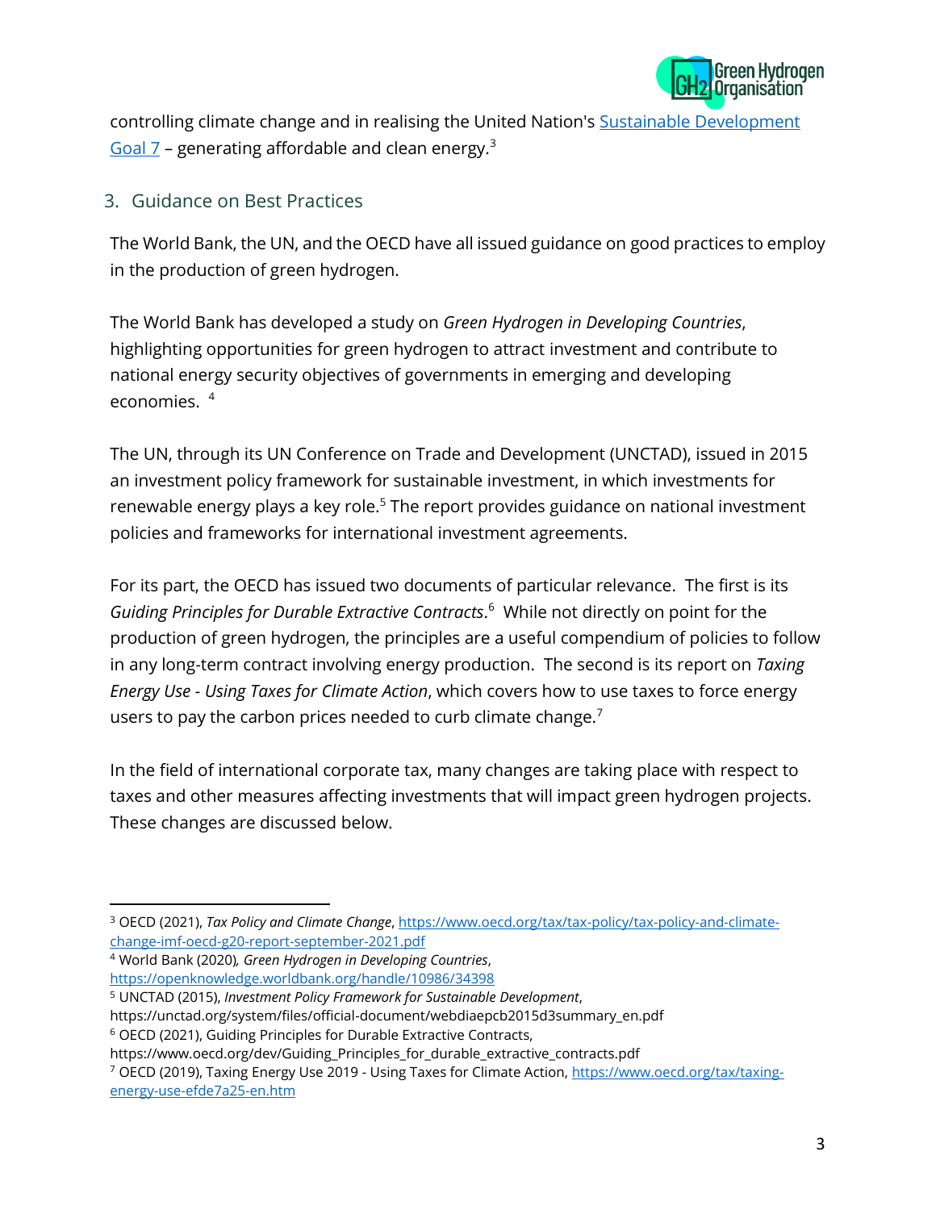controlling climate change and in realising the United Nation's [Sustainable Development Goal 7](https://sdgs.un.org/goals/goal7) – generating affordable and clean energy.[3]

## 3. Guidance on Best Practices

The World Bank, the UN, and the OECD have all issued guidance on good practices to employ in the production of green hydrogen.

The World Bank has developed a study on *Green Hydrogen in Developing Countries*, highlighting opportunities for green hydrogen to attract investment and contribute to national energy security objectives of governments in emerging and developing economies. [4]

The UN, through its UN Conference on Trade and Development (UNCTAD), issued in 2015 an investment policy framework for sustainable investment, in which investments for renewable energy plays a key role.[5] The report provides guidance on national investment policies and frameworks for international investment agreements.

For its part, the OECD has issued two documents of particular relevance. The first is its *Guiding Principles for Durable Extractive Contracts*.[6] While not directly on point for the production of green hydrogen, the principles are a useful compendium of policies to follow in any long-term contract involving energy production. The second is its report on *Taxing Energy Use - Using Taxes for Climate Action*, which covers how to use taxes to force energy users to pay the carbon prices needed to curb climate change.[7]

In the field of international corporate tax, many changes are taking place with respect to taxes and other measures affecting investments that will impact green hydrogen projects. These changes are discussed below.

---

[3] OECD (2021), *Tax Policy and Climate Change*, https://www.oecd.org/tax/tax-policy/tax-policy-and-climate-change-imf-oecd-g20-report-september-2021.pdf

[4] World Bank (2020), *Green Hydrogen in Developing Countries*, https://openknowledge.worldbank.org/handle/10986/34398

[5] UNCTAD (2015), *Investment Policy Framework for Sustainable Development*, https://unctad.org/system/files/official-document/webdiaepcb2015d3summary_en.pdf

[6] OECD (2021), Guiding Principles for Durable Extractive Contracts, https://www.oecd.org/dev/Guiding_Principles_for_durable_extractive_contracts.pdf

[7] OECD (2019), Taxing Energy Use 2019 - Using Taxes for Climate Action, https://www.oecd.org/tax/taxing-energy-use-efde7a25-en.htm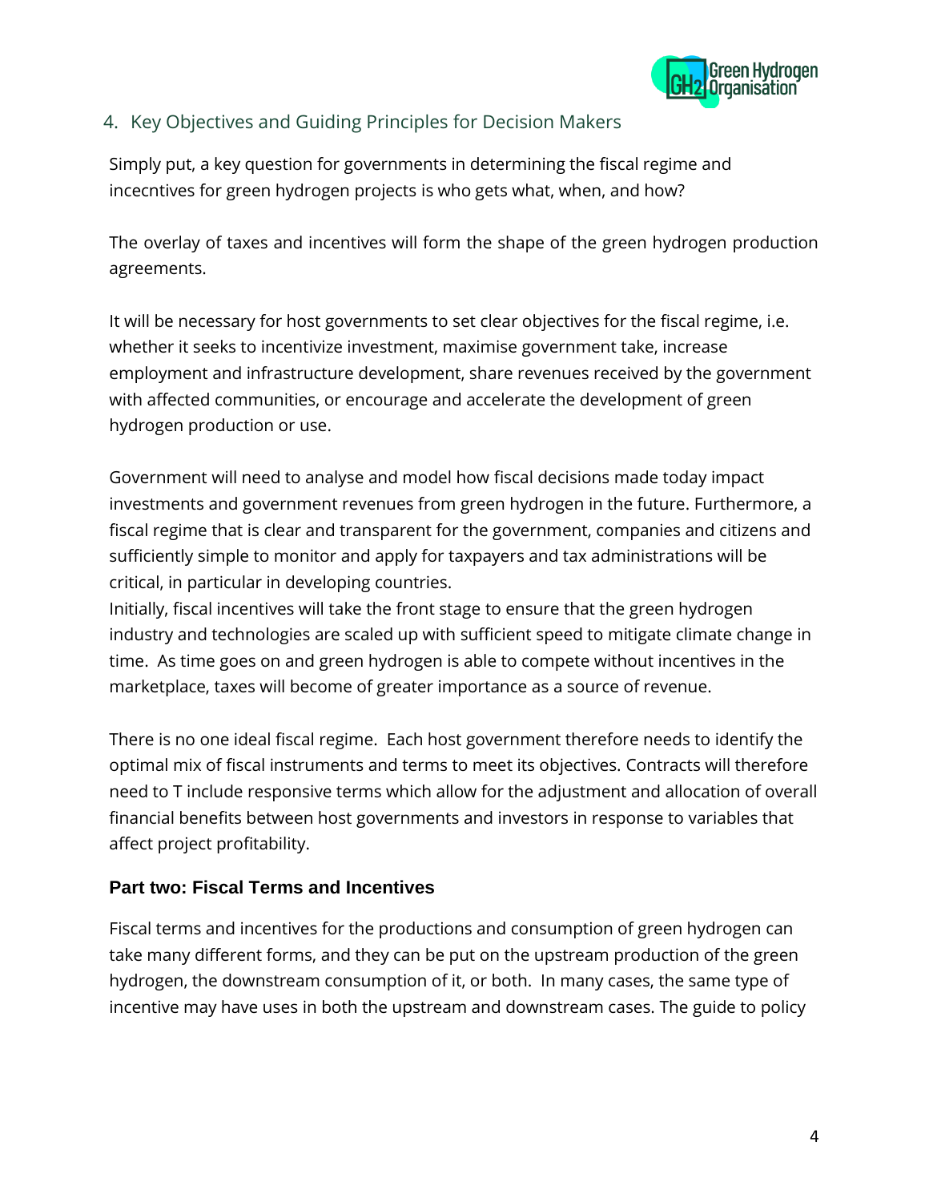## 4. Key Objectives and Guiding Principles for Decision Makers

Simply put, a key question for governments in determining the fiscal regime and incecntives for green hydrogen projects is who gets what, when, and how?

The overlay of taxes and incentives will form the shape of the green hydrogen production agreements.

It will be necessary for host governments to set clear objectives for the fiscal regime, i.e. whether it seeks to incentivize investment, maximise government take, increase employment and infrastructure development, share revenues received by the government with affected communities, or encourage and accelerate the development of green hydrogen production or use.

Government will need to analyse and model how fiscal decisions made today impact investments and government revenues from green hydrogen in the future. Furthermore, a fiscal regime that is clear and transparent for the government, companies and citizens and sufficiently simple to monitor and apply for taxpayers and tax administrations will be critical, in particular in developing countries.
Initially, fiscal incentives will take the front stage to ensure that the green hydrogen industry and technologies are scaled up with sufficient speed to mitigate climate change in time. As time goes on and green hydrogen is able to compete without incentives in the marketplace, taxes will become of greater importance as a source of revenue.

There is no one ideal fiscal regime. Each host government therefore needs to identify the optimal mix of fiscal instruments and terms to meet its objectives. Contracts will therefore need to T include responsive terms which allow for the adjustment and allocation of overall financial benefits between host governments and investors in response to variables that affect project profitability.

### Part two: Fiscal Terms and Incentives

Fiscal terms and incentives for the productions and consumption of green hydrogen can take many different forms, and they can be put on the upstream production of the green hydrogen, the downstream consumption of it, or both. In many cases, the same type of incentive may have uses in both the upstream and downstream cases. The guide to policy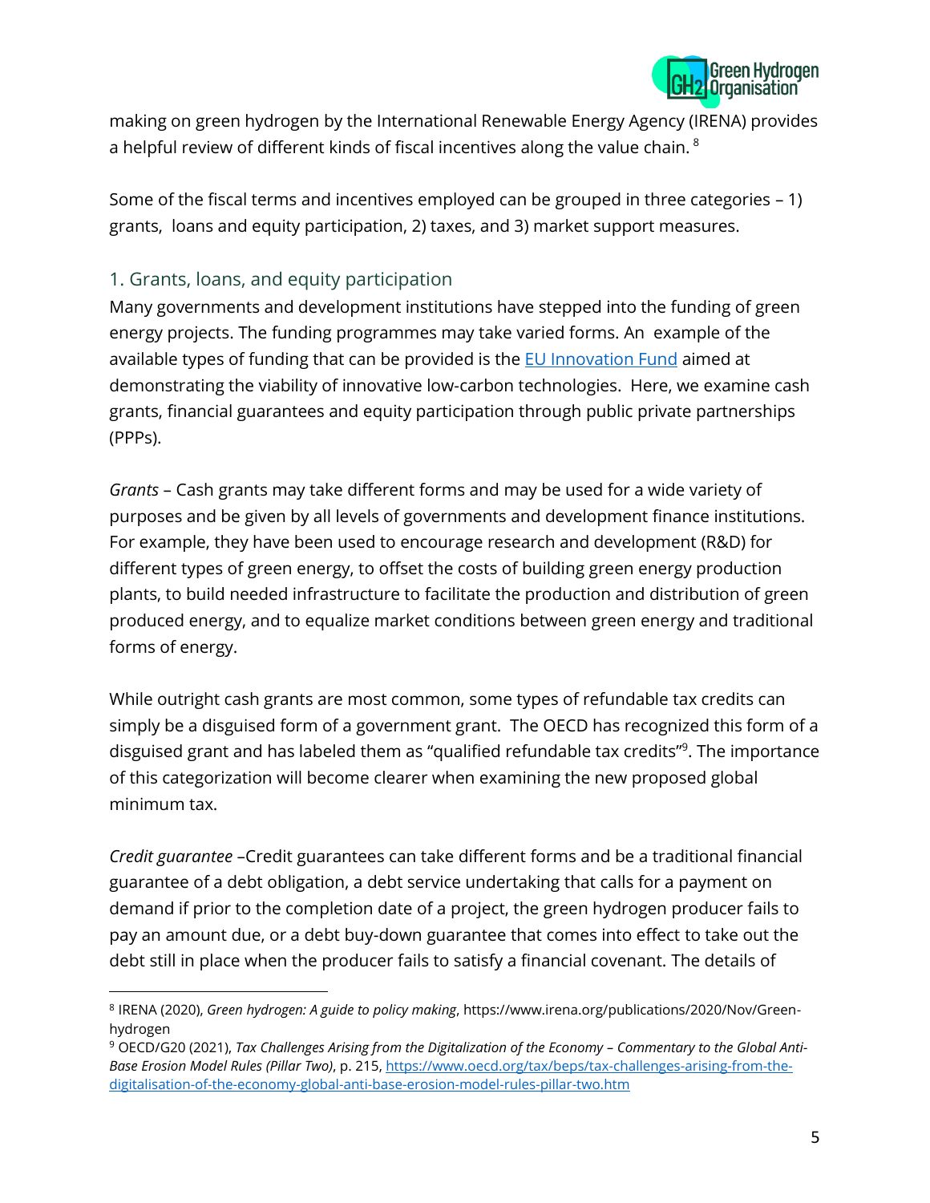making on green hydrogen by the International Renewable Energy Agency (IRENA) provides a helpful review of different kinds of fiscal incentives along the value chain. [8]

Some of the fiscal terms and incentives employed can be grouped in three categories – 1) grants, loans and equity participation, 2) taxes, and 3) market support measures.

## 1. Grants, loans, and equity participation

Many governments and development institutions have stepped into the funding of green energy projects. The funding programmes may take varied forms. An example of the available types of funding that can be provided is the [EU Innovation Fund] aimed at demonstrating the viability of innovative low-carbon technologies. Here, we examine cash grants, financial guarantees and equity participation through public private partnerships (PPPs).

*Grants* – Cash grants may take different forms and may be used for a wide variety of purposes and be given by all levels of governments and development finance institutions. For example, they have been used to encourage research and development (R&D) for different types of green energy, to offset the costs of building green energy production plants, to build needed infrastructure to facilitate the production and distribution of green produced energy, and to equalize market conditions between green energy and traditional forms of energy.

While outright cash grants are most common, some types of refundable tax credits can simply be a disguised form of a government grant. The OECD has recognized this form of a disguised grant and has labeled them as "qualified refundable tax credits"[9]. The importance of this categorization will become clearer when examining the new proposed global minimum tax.

*Credit guarantee* –Credit guarantees can take different forms and be a traditional financial guarantee of a debt obligation, a debt service undertaking that calls for a payment on demand if prior to the completion date of a project, the green hydrogen producer fails to pay an amount due, or a debt buy-down guarantee that comes into effect to take out the debt still in place when the producer fails to satisfy a financial covenant. The details of

---

[8] IRENA (2020), *Green hydrogen: A guide to policy making*, https://www.irena.org/publications/2020/Nov/Green-hydrogen

[9] OECD/G20 (2021), *Tax Challenges Arising from the Digitalization of the Economy – Commentary to the Global Anti-Base Erosion Model Rules (Pillar Two)*, p. 215, https://www.oecd.org/tax/beps/tax-challenges-arising-from-the-digitalisation-of-the-economy-global-anti-base-erosion-model-rules-pillar-two.htm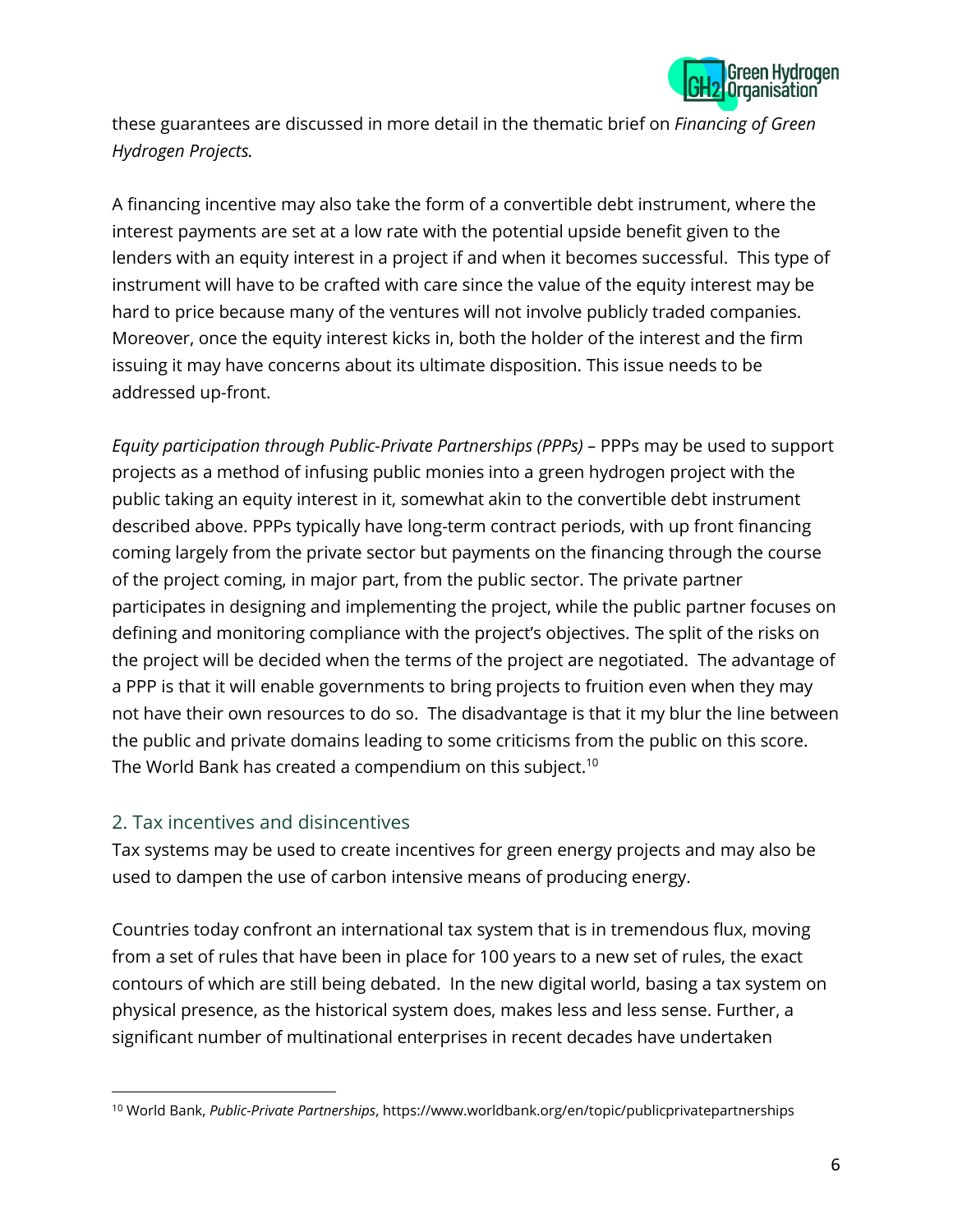these guarantees are discussed in more detail in the thematic brief on *Financing of Green Hydrogen Projects.*

A financing incentive may also take the form of a convertible debt instrument, where the interest payments are set at a low rate with the potential upside benefit given to the lenders with an equity interest in a project if and when it becomes successful. This type of instrument will have to be crafted with care since the value of the equity interest may be hard to price because many of the ventures will not involve publicly traded companies. Moreover, once the equity interest kicks in, both the holder of the interest and the firm issuing it may have concerns about its ultimate disposition. This issue needs to be addressed up-front.

*Equity participation through Public-Private Partnerships (PPPs)* – PPPs may be used to support projects as a method of infusing public monies into a green hydrogen project with the public taking an equity interest in it, somewhat akin to the convertible debt instrument described above. PPPs typically have long-term contract periods, with up front financing coming largely from the private sector but payments on the financing through the course of the project coming, in major part, from the public sector. The private partner participates in designing and implementing the project, while the public partner focuses on defining and monitoring compliance with the project's objectives. The split of the risks on the project will be decided when the terms of the project are negotiated. The advantage of a PPP is that it will enable governments to bring projects to fruition even when they may not have their own resources to do so. The disadvantage is that it my blur the line between the public and private domains leading to some criticisms from the public on this score. The World Bank has created a compendium on this subject.[10]

## 2. Tax incentives and disincentives

Tax systems may be used to create incentives for green energy projects and may also be used to dampen the use of carbon intensive means of producing energy.

Countries today confront an international tax system that is in tremendous flux, moving from a set of rules that have been in place for 100 years to a new set of rules, the exact contours of which are still being debated. In the new digital world, basing a tax system on physical presence, as the historical system does, makes less and less sense. Further, a significant number of multinational enterprises in recent decades have undertaken

[10] World Bank, *Public-Private Partnerships*, https://www.worldbank.org/en/topic/publicprivatepartnerships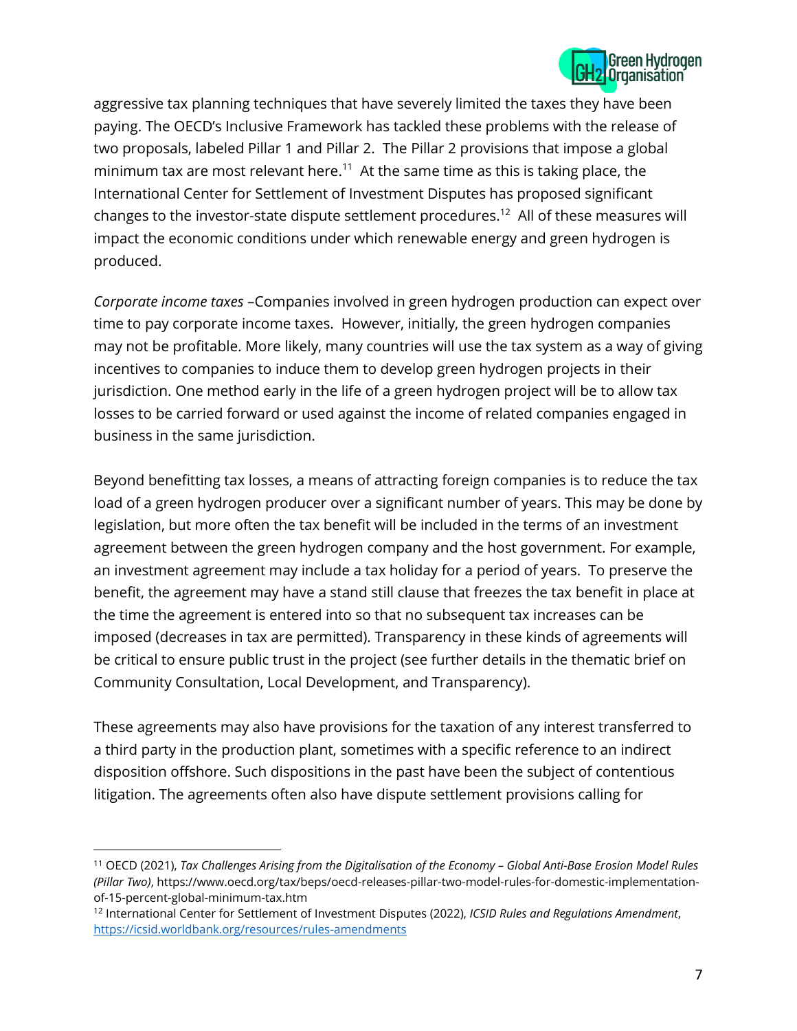aggressive tax planning techniques that have severely limited the taxes they have been paying. The OECD's Inclusive Framework has tackled these problems with the release of two proposals, labeled Pillar 1 and Pillar 2. The Pillar 2 provisions that impose a global minimum tax are most relevant here.[11] At the same time as this is taking place, the International Center for Settlement of Investment Disputes has proposed significant changes to the investor-state dispute settlement procedures.[12] All of these measures will impact the economic conditions under which renewable energy and green hydrogen is produced.

*Corporate income taxes* –Companies involved in green hydrogen production can expect over time to pay corporate income taxes. However, initially, the green hydrogen companies may not be profitable. More likely, many countries will use the tax system as a way of giving incentives to companies to induce them to develop green hydrogen projects in their jurisdiction. One method early in the life of a green hydrogen project will be to allow tax losses to be carried forward or used against the income of related companies engaged in business in the same jurisdiction.

Beyond benefitting tax losses, a means of attracting foreign companies is to reduce the tax load of a green hydrogen producer over a significant number of years. This may be done by legislation, but more often the tax benefit will be included in the terms of an investment agreement between the green hydrogen company and the host government. For example, an investment agreement may include a tax holiday for a period of years. To preserve the benefit, the agreement may have a stand still clause that freezes the tax benefit in place at the time the agreement is entered into so that no subsequent tax increases can be imposed (decreases in tax are permitted). Transparency in these kinds of agreements will be critical to ensure public trust in the project (see further details in the thematic brief on Community Consultation, Local Development, and Transparency).

These agreements may also have provisions for the taxation of any interest transferred to a third party in the production plant, sometimes with a specific reference to an indirect disposition offshore. Such dispositions in the past have been the subject of contentious litigation. The agreements often also have dispute settlement provisions calling for

---

[11] OECD (2021), *Tax Challenges Arising from the Digitalisation of the Economy – Global Anti-Base Erosion Model Rules (Pillar Two)*, https://www.oecd.org/tax/beps/oecd-releases-pillar-two-model-rules-for-domestic-implementation-of-15-percent-global-minimum-tax.htm

[12] International Center for Settlement of Investment Disputes (2022), *ICSID Rules and Regulations Amendment*, https://icsid.worldbank.org/resources/rules-amendments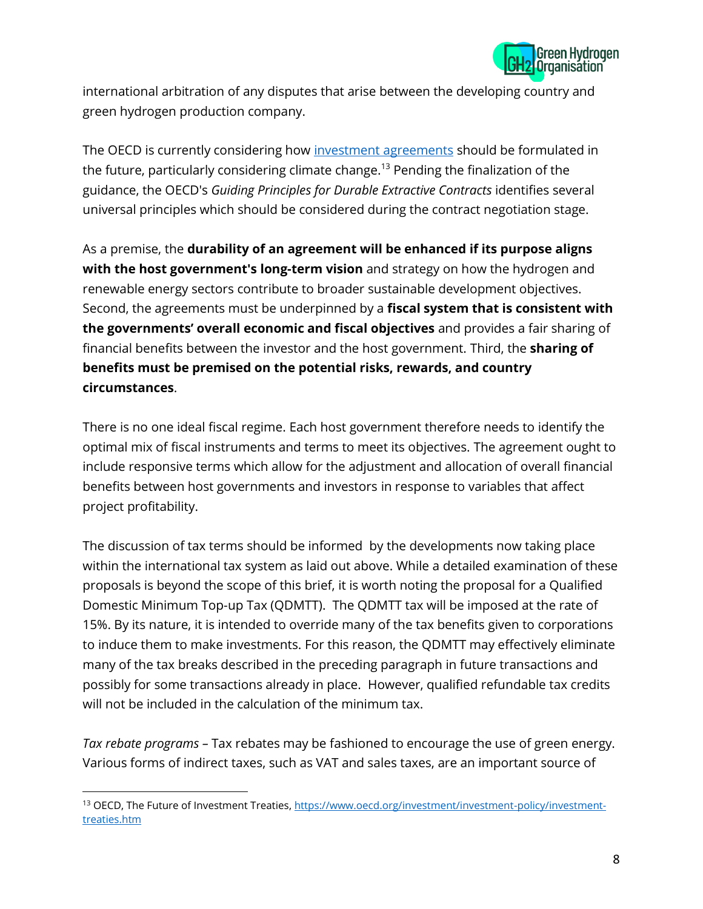international arbitration of any disputes that arise between the developing country and green hydrogen production company.

The OECD is currently considering how [investment agreements](https://www.oecd.org/investment/investment-policy/investment-treaties.htm) should be formulated in the future, particularly considering climate change.[13] Pending the finalization of the guidance, the OECD's *Guiding Principles for Durable Extractive Contracts* identifies several universal principles which should be considered during the contract negotiation stage.

As a premise, the **durability of an agreement will be enhanced if its purpose aligns with the host government's long-term vision** and strategy on how the hydrogen and renewable energy sectors contribute to broader sustainable development objectives. Second, the agreements must be underpinned by a **fiscal system that is consistent with the governments' overall economic and fiscal objectives** and provides a fair sharing of financial benefits between the investor and the host government. Third, the **sharing of benefits must be premised on the potential risks, rewards, and country circumstances**.

There is no one ideal fiscal regime. Each host government therefore needs to identify the optimal mix of fiscal instruments and terms to meet its objectives. The agreement ought to include responsive terms which allow for the adjustment and allocation of overall financial benefits between host governments and investors in response to variables that affect project profitability.

The discussion of tax terms should be informed by the developments now taking place within the international tax system as laid out above. While a detailed examination of these proposals is beyond the scope of this brief, it is worth noting the proposal for a Qualified Domestic Minimum Top-up Tax (QDMTT). The QDMTT tax will be imposed at the rate of 15%. By its nature, it is intended to override many of the tax benefits given to corporations to induce them to make investments. For this reason, the QDMTT may effectively eliminate many of the tax breaks described in the preceding paragraph in future transactions and possibly for some transactions already in place. However, qualified refundable tax credits will not be included in the calculation of the minimum tax.

*Tax rebate programs* – Tax rebates may be fashioned to encourage the use of green energy. Various forms of indirect taxes, such as VAT and sales taxes, are an important source of

[13] OECD, The Future of Investment Treaties, https://www.oecd.org/investment/investment-policy/investment-treaties.htm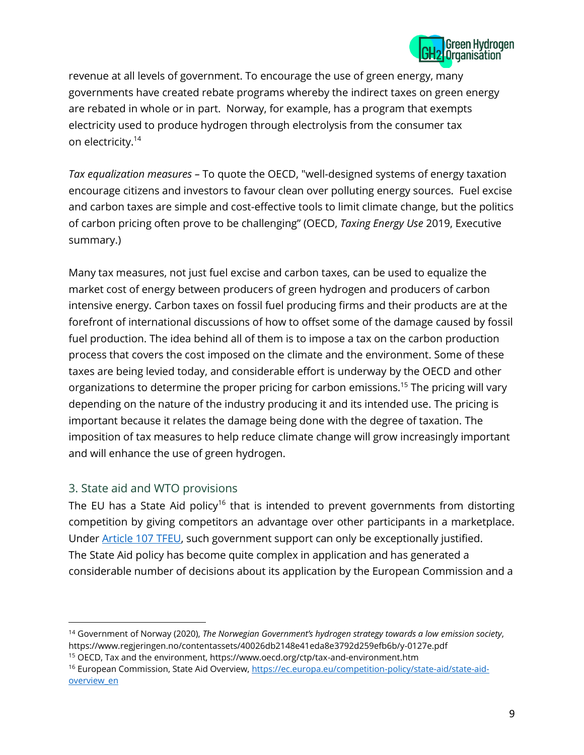revenue at all levels of government. To encourage the use of green energy, many governments have created rebate programs whereby the indirect taxes on green energy are rebated in whole or in part. Norway, for example, has a program that exempts electricity used to produce hydrogen through electrolysis from the consumer tax on electricity.[14]

*Tax equalization measures* – To quote the OECD, "well-designed systems of energy taxation encourage citizens and investors to favour clean over polluting energy sources. Fuel excise and carbon taxes are simple and cost-effective tools to limit climate change, but the politics of carbon pricing often prove to be challenging" (OECD, *Taxing Energy Use* 2019, Executive summary.)

Many tax measures, not just fuel excise and carbon taxes, can be used to equalize the market cost of energy between producers of green hydrogen and producers of carbon intensive energy. Carbon taxes on fossil fuel producing firms and their products are at the forefront of international discussions of how to offset some of the damage caused by fossil fuel production. The idea behind all of them is to impose a tax on the carbon production process that covers the cost imposed on the climate and the environment. Some of these taxes are being levied today, and considerable effort is underway by the OECD and other organizations to determine the proper pricing for carbon emissions.[15] The pricing will vary depending on the nature of the industry producing it and its intended use. The pricing is important because it relates the damage being done with the degree of taxation. The imposition of tax measures to help reduce climate change will grow increasingly important and will enhance the use of green hydrogen.

## 3. State aid and WTO provisions

The EU has a State Aid policy[16] that is intended to prevent governments from distorting competition by giving competitors an advantage over other participants in a marketplace. Under [Article 107 TFEU](), such government support can only be exceptionally justified. The State Aid policy has become quite complex in application and has generated a considerable number of decisions about its application by the European Commission and a

---

[14] Government of Norway (2020), *The Norwegian Government's hydrogen strategy towards a low emission society*, https://www.regjeringen.no/contentassets/40026db2148e41eda8e3792d259efb6b/y-0127e.pdf

[15] OECD, Tax and the environment, https://www.oecd.org/ctp/tax-and-environment.htm

[16] European Commission, State Aid Overview, [https://ec.europa.eu/competition-policy/state-aid/state-aid-overview_en](https://ec.europa.eu/competition-policy/state-aid/state-aid-overview_en)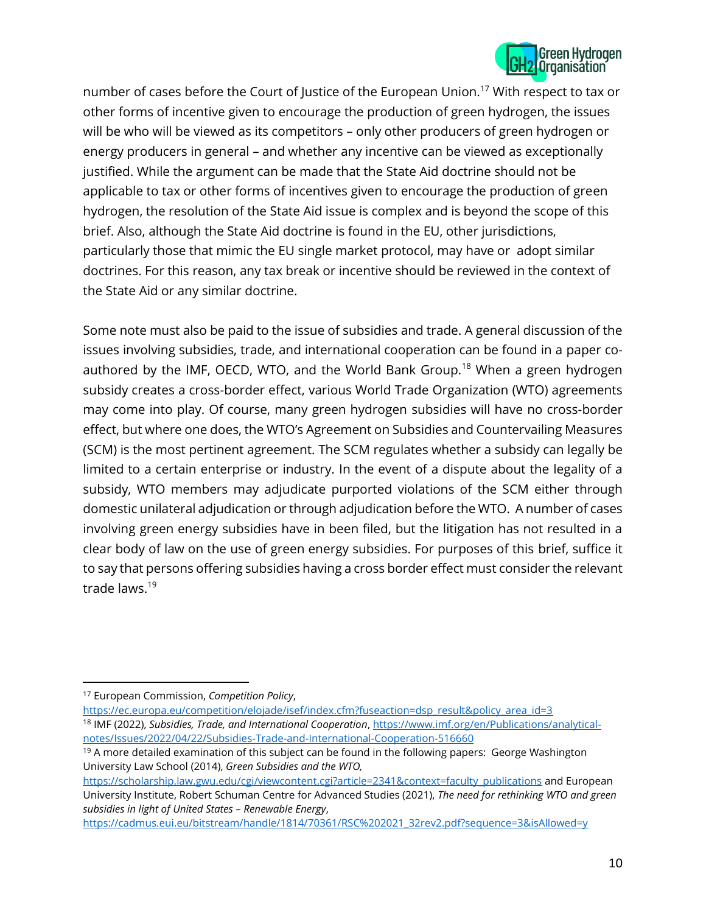number of cases before the Court of Justice of the European Union.[17] With respect to tax or other forms of incentive given to encourage the production of green hydrogen, the issues will be who will be viewed as its competitors – only other producers of green hydrogen or energy producers in general – and whether any incentive can be viewed as exceptionally justified. While the argument can be made that the State Aid doctrine should not be applicable to tax or other forms of incentives given to encourage the production of green hydrogen, the resolution of the State Aid issue is complex and is beyond the scope of this brief. Also, although the State Aid doctrine is found in the EU, other jurisdictions, particularly those that mimic the EU single market protocol, may have or adopt similar doctrines. For this reason, any tax break or incentive should be reviewed in the context of the State Aid or any similar doctrine.

Some note must also be paid to the issue of subsidies and trade. A general discussion of the issues involving subsidies, trade, and international cooperation can be found in a paper co-authored by the IMF, OECD, WTO, and the World Bank Group.[18] When a green hydrogen subsidy creates a cross-border effect, various World Trade Organization (WTO) agreements may come into play. Of course, many green hydrogen subsidies will have no cross-border effect, but where one does, the WTO's Agreement on Subsidies and Countervailing Measures (SCM) is the most pertinent agreement. The SCM regulates whether a subsidy can legally be limited to a certain enterprise or industry. In the event of a dispute about the legality of a subsidy, WTO members may adjudicate purported violations of the SCM either through domestic unilateral adjudication or through adjudication before the WTO. A number of cases involving green energy subsidies have in been filed, but the litigation has not resulted in a clear body of law on the use of green energy subsidies. For purposes of this brief, suffice it to say that persons offering subsidies having a cross border effect must consider the relevant trade laws.[19]

---

[17] European Commission, *Competition Policy*, https://ec.europa.eu/competition/elojade/isef/index.cfm?fuseaction=dsp_result&policy_area_id=3

[18] IMF (2022), *Subsidies, Trade, and International Cooperation*, https://www.imf.org/en/Publications/analytical-notes/Issues/2022/04/22/Subsidies-Trade-and-International-Cooperation-516660

[19] A more detailed examination of this subject can be found in the following papers: George Washington University Law School (2014), *Green Subsidies and the WTO,* https://scholarship.law.gwu.edu/cgi/viewcontent.cgi?article=2341&context=faculty_publications and European University Institute, Robert Schuman Centre for Advanced Studies (2021), *The need for rethinking WTO and green subsidies in light of United States – Renewable Energy*, https://cadmus.eui.eu/bitstream/handle/1814/70361/RSC%202021_32rev2.pdf?sequence=3&isAllowed=y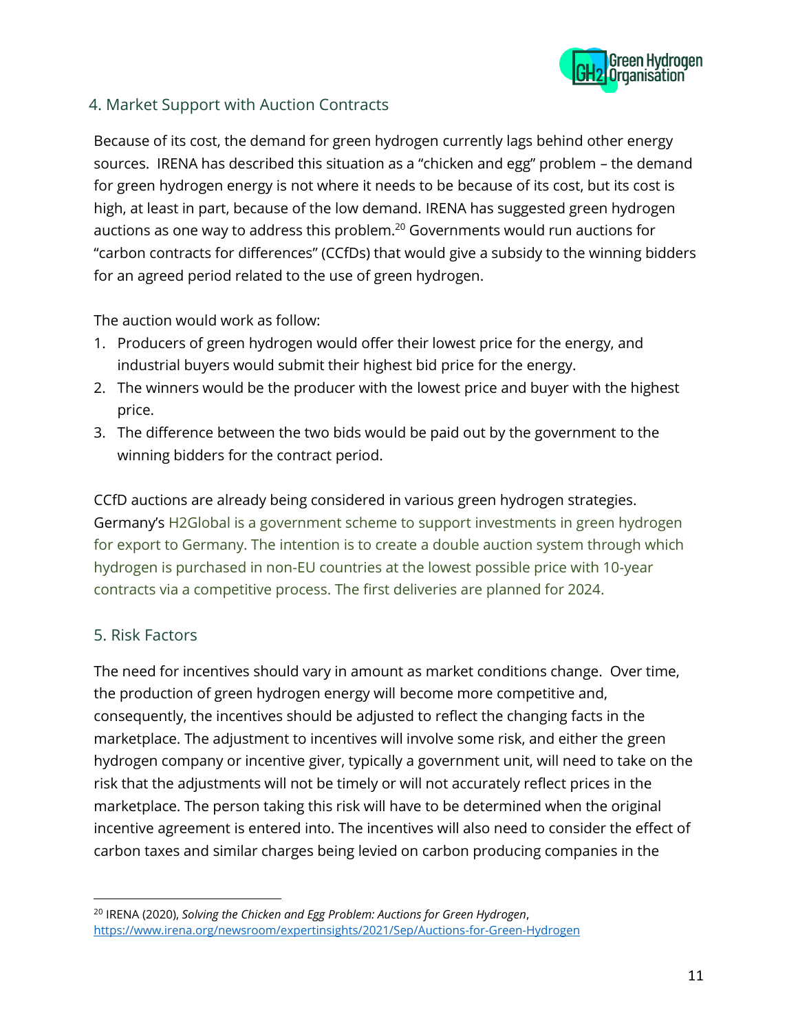## 4. Market Support with Auction Contracts

Because of its cost, the demand for green hydrogen currently lags behind other energy sources. IRENA has described this situation as a "chicken and egg" problem – the demand for green hydrogen energy is not where it needs to be because of its cost, but its cost is high, at least in part, because of the low demand. IRENA has suggested green hydrogen auctions as one way to address this problem.[20] Governments would run auctions for "carbon contracts for differences" (CCfDs) that would give a subsidy to the winning bidders for an agreed period related to the use of green hydrogen.

The auction would work as follow:

1. Producers of green hydrogen would offer their lowest price for the energy, and industrial buyers would submit their highest bid price for the energy.
2. The winners would be the producer with the lowest price and buyer with the highest price.
3. The difference between the two bids would be paid out by the government to the winning bidders for the contract period.

CCfD auctions are already being considered in various green hydrogen strategies. Germany's H2Global is a government scheme to support investments in green hydrogen for export to Germany. The intention is to create a double auction system through which hydrogen is purchased in non-EU countries at the lowest possible price with 10-year contracts via a competitive process. The first deliveries are planned for 2024.

## 5. Risk Factors

The need for incentives should vary in amount as market conditions change. Over time, the production of green hydrogen energy will become more competitive and, consequently, the incentives should be adjusted to reflect the changing facts in the marketplace. The adjustment to incentives will involve some risk, and either the green hydrogen company or incentive giver, typically a government unit, will need to take on the risk that the adjustments will not be timely or will not accurately reflect prices in the marketplace. The person taking this risk will have to be determined when the original incentive agreement is entered into. The incentives will also need to consider the effect of carbon taxes and similar charges being levied on carbon producing companies in the

[20] IRENA (2020), *Solving the Chicken and Egg Problem: Auctions for Green Hydrogen*, https://www.irena.org/newsroom/expertinsights/2021/Sep/Auctions-for-Green-Hydrogen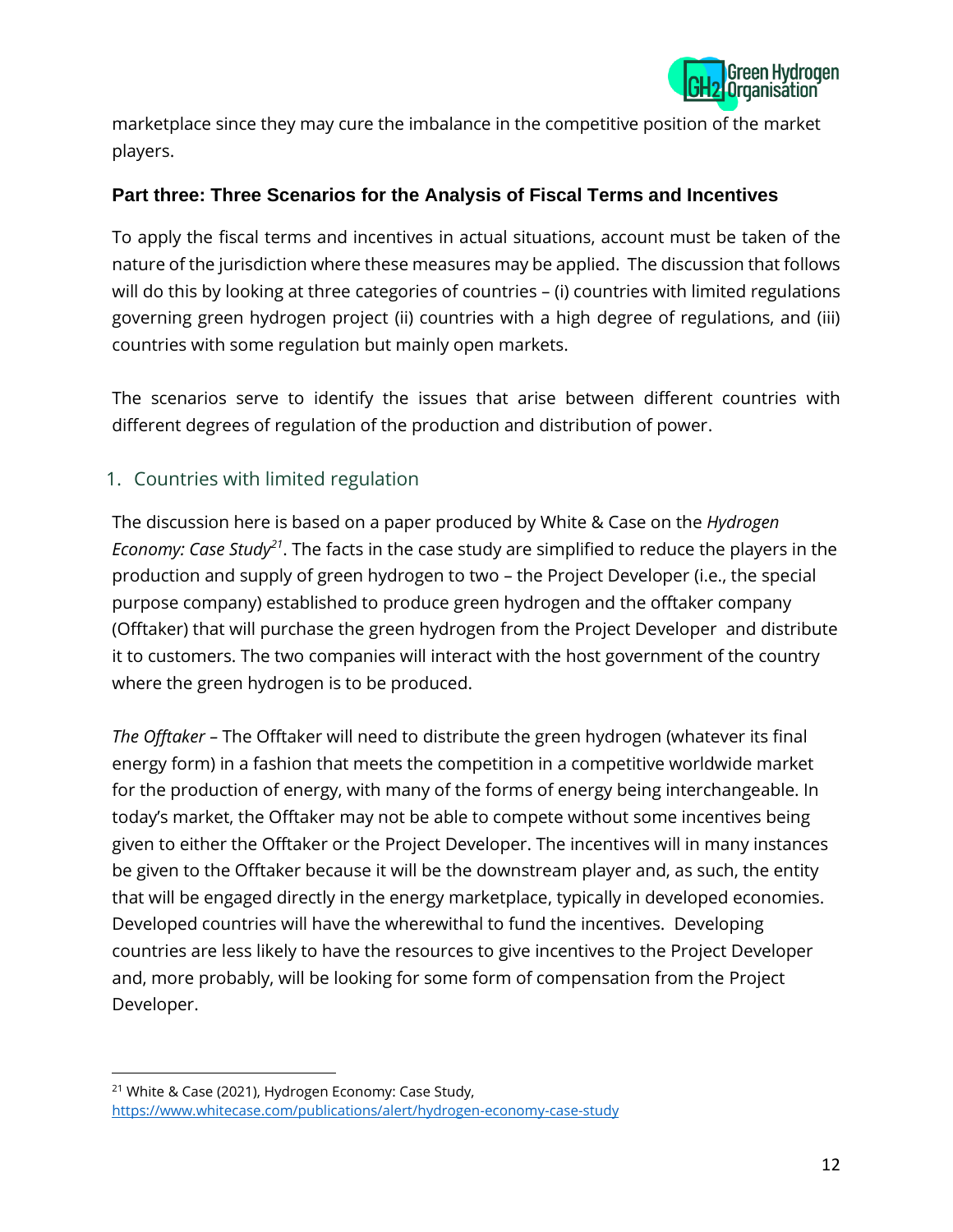marketplace since they may cure the imbalance in the competitive position of the market players.

## Part three: Three Scenarios for the Analysis of Fiscal Terms and Incentives

To apply the fiscal terms and incentives in actual situations, account must be taken of the nature of the jurisdiction where these measures may be applied. The discussion that follows will do this by looking at three categories of countries – (i) countries with limited regulations governing green hydrogen project (ii) countries with a high degree of regulations, and (iii) countries with some regulation but mainly open markets.

The scenarios serve to identify the issues that arise between different countries with different degrees of regulation of the production and distribution of power.

### 1. Countries with limited regulation

The discussion here is based on a paper produced by White & Case on the *Hydrogen Economy: Case Study*[21]. The facts in the case study are simplified to reduce the players in the production and supply of green hydrogen to two – the Project Developer (i.e., the special purpose company) established to produce green hydrogen and the offtaker company (Offtaker) that will purchase the green hydrogen from the Project Developer and distribute it to customers. The two companies will interact with the host government of the country where the green hydrogen is to be produced.

*The Offtaker* – The Offtaker will need to distribute the green hydrogen (whatever its final energy form) in a fashion that meets the competition in a competitive worldwide market for the production of energy, with many of the forms of energy being interchangeable. In today's market, the Offtaker may not be able to compete without some incentives being given to either the Offtaker or the Project Developer. The incentives will in many instances be given to the Offtaker because it will be the downstream player and, as such, the entity that will be engaged directly in the energy marketplace, typically in developed economies. Developed countries will have the wherewithal to fund the incentives. Developing countries are less likely to have the resources to give incentives to the Project Developer and, more probably, will be looking for some form of compensation from the Project Developer.

[21] White & Case (2021), Hydrogen Economy: Case Study, https://www.whitecase.com/publications/alert/hydrogen-economy-case-study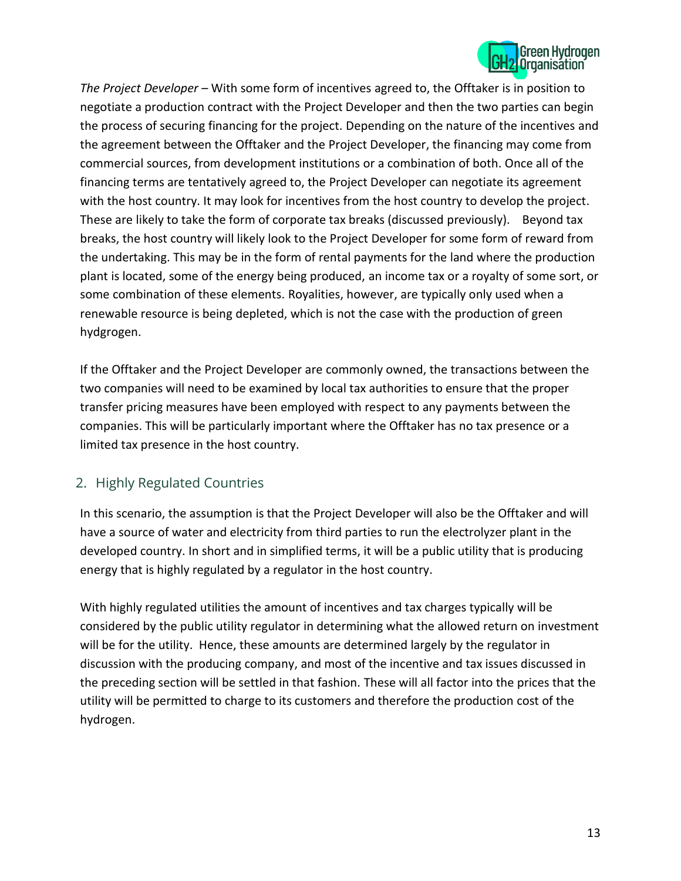*The Project Developer* – With some form of incentives agreed to, the Offtaker is in position to negotiate a production contract with the Project Developer and then the two parties can begin the process of securing financing for the project. Depending on the nature of the incentives and the agreement between the Offtaker and the Project Developer, the financing may come from commercial sources, from development institutions or a combination of both. Once all of the financing terms are tentatively agreed to, the Project Developer can negotiate its agreement with the host country. It may look for incentives from the host country to develop the project. These are likely to take the form of corporate tax breaks (discussed previously). Beyond tax breaks, the host country will likely look to the Project Developer for some form of reward from the undertaking. This may be in the form of rental payments for the land where the production plant is located, some of the energy being produced, an income tax or a royalty of some sort, or some combination of these elements. Royalities, however, are typically only used when a renewable resource is being depleted, which is not the case with the production of green hydgrogen.

If the Offtaker and the Project Developer are commonly owned, the transactions between the two companies will need to be examined by local tax authorities to ensure that the proper transfer pricing measures have been employed with respect to any payments between the companies. This will be particularly important where the Offtaker has no tax presence or a limited tax presence in the host country.

## 2. Highly Regulated Countries

In this scenario, the assumption is that the Project Developer will also be the Offtaker and will have a source of water and electricity from third parties to run the electrolyzer plant in the developed country. In short and in simplified terms, it will be a public utility that is producing energy that is highly regulated by a regulator in the host country.

With highly regulated utilities the amount of incentives and tax charges typically will be considered by the public utility regulator in determining what the allowed return on investment will be for the utility. Hence, these amounts are determined largely by the regulator in discussion with the producing company, and most of the incentive and tax issues discussed in the preceding section will be settled in that fashion. These will all factor into the prices that the utility will be permitted to charge to its customers and therefore the production cost of the hydrogen.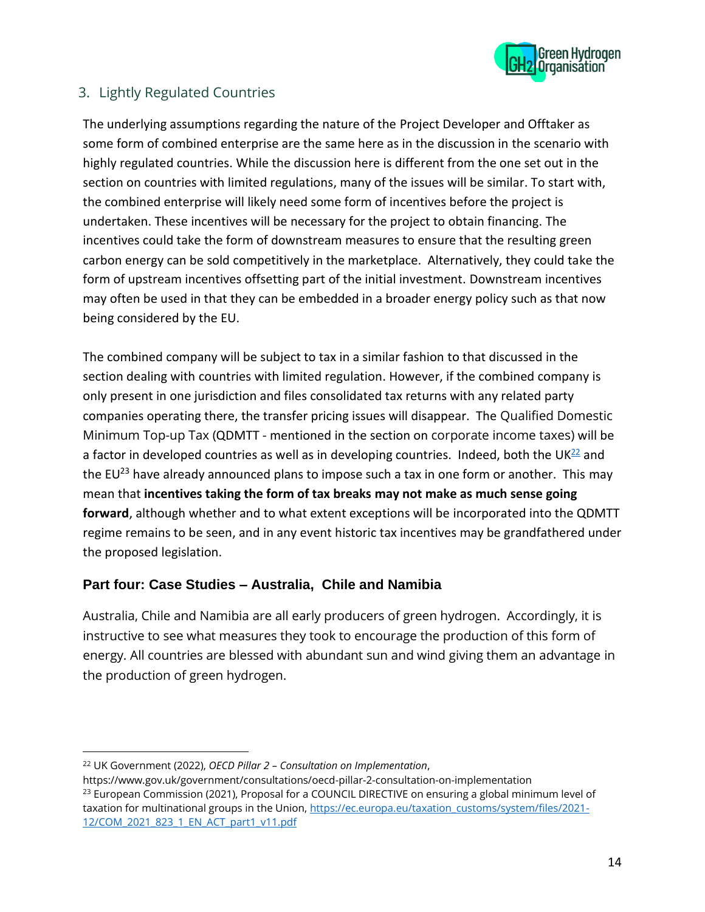## 3. Lightly Regulated Countries

The underlying assumptions regarding the nature of the Project Developer and Offtaker as some form of combined enterprise are the same here as in the discussion in the scenario with highly regulated countries. While the discussion here is different from the one set out in the section on countries with limited regulations, many of the issues will be similar. To start with, the combined enterprise will likely need some form of incentives before the project is undertaken. These incentives will be necessary for the project to obtain financing. The incentives could take the form of downstream measures to ensure that the resulting green carbon energy can be sold competitively in the marketplace. Alternatively, they could take the form of upstream incentives offsetting part of the initial investment. Downstream incentives may often be used in that they can be embedded in a broader energy policy such as that now being considered by the EU.

The combined company will be subject to tax in a similar fashion to that discussed in the section dealing with countries with limited regulation. However, if the combined company is only present in one jurisdiction and files consolidated tax returns with any related party companies operating there, the transfer pricing issues will disappear. The Qualified Domestic Minimum Top-up Tax (QDMTT - mentioned in the section on corporate income taxes) will be a factor in developed countries as well as in developing countries. Indeed, both the UK[22] and the EU[23] have already announced plans to impose such a tax in one form or another. This may mean that **incentives taking the form of tax breaks may not make as much sense going forward**, although whether and to what extent exceptions will be incorporated into the QDMTT regime remains to be seen, and in any event historic tax incentives may be grandfathered under the proposed legislation.

# Part four: Case Studies – Australia, Chile and Namibia

Australia, Chile and Namibia are all early producers of green hydrogen. Accordingly, it is instructive to see what measures they took to encourage the production of this form of energy. All countries are blessed with abundant sun and wind giving them an advantage in the production of green hydrogen.

---

[22] UK Government (2022), *OECD Pillar 2 – Consultation on Implementation*, https://www.gov.uk/government/consultations/oecd-pillar-2-consultation-on-implementation

[23] European Commission (2021), Proposal for a COUNCIL DIRECTIVE on ensuring a global minimum level of taxation for multinational groups in the Union, https://ec.europa.eu/taxation_customs/system/files/2021-12/COM_2021_823_1_EN_ACT_part1_v11.pdf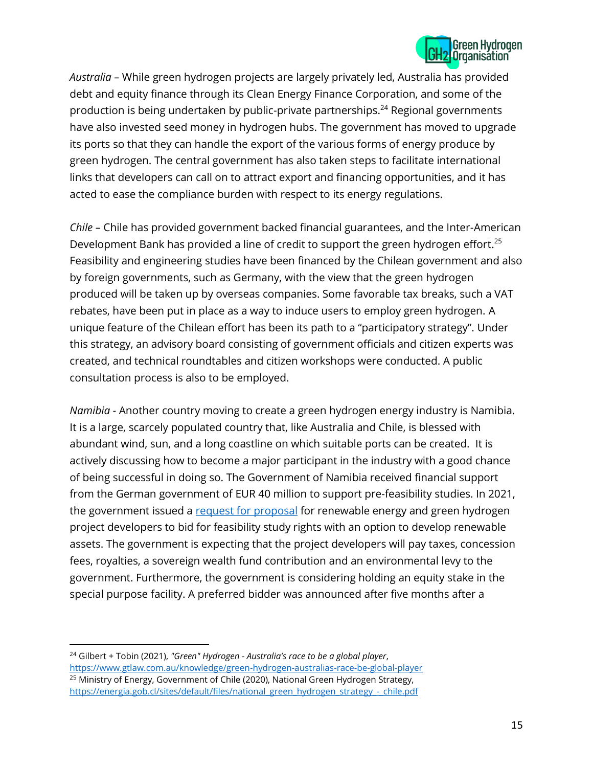*Australia* – While green hydrogen projects are largely privately led, Australia has provided debt and equity finance through its Clean Energy Finance Corporation, and some of the production is being undertaken by public-private partnerships.[24] Regional governments have also invested seed money in hydrogen hubs. The government has moved to upgrade its ports so that they can handle the export of the various forms of energy produce by green hydrogen. The central government has also taken steps to facilitate international links that developers can call on to attract export and financing opportunities, and it has acted to ease the compliance burden with respect to its energy regulations.

*Chile* – Chile has provided government backed financial guarantees, and the Inter-American Development Bank has provided a line of credit to support the green hydrogen effort.[25] Feasibility and engineering studies have been financed by the Chilean government and also by foreign governments, such as Germany, with the view that the green hydrogen produced will be taken up by overseas companies. Some favorable tax breaks, such a VAT rebates, have been put in place as a way to induce users to employ green hydrogen. A unique feature of the Chilean effort has been its path to a "participatory strategy". Under this strategy, an advisory board consisting of government officials and citizen experts was created, and technical roundtables and citizen workshops were conducted. A public consultation process is also to be employed.

*Namibia* - Another country moving to create a green hydrogen energy industry is Namibia. It is a large, scarcely populated country that, like Australia and Chile, is blessed with abundant wind, sun, and a long coastline on which suitable ports can be created. It is actively discussing how to become a major participant in the industry with a good chance of being successful in doing so. The Government of Namibia received financial support from the German government of EUR 40 million to support pre-feasibility studies. In 2021, the government issued a request for proposal for renewable energy and green hydrogen project developers to bid for feasibility study rights with an option to develop renewable assets. The government is expecting that the project developers will pay taxes, concession fees, royalties, a sovereign wealth fund contribution and an environmental levy to the government. Furthermore, the government is considering holding an equity stake in the special purpose facility. A preferred bidder was announced after five months after a

---

[24] Gilbert + Tobin (2021), *"Green" Hydrogen - Australia's race to be a global player*, https://www.gtlaw.com.au/knowledge/green-hydrogen-australias-race-be-global-player

[25] Ministry of Energy, Government of Chile (2020), National Green Hydrogen Strategy, https://energia.gob.cl/sites/default/files/national_green_hydrogen_strategy_-_chile.pdf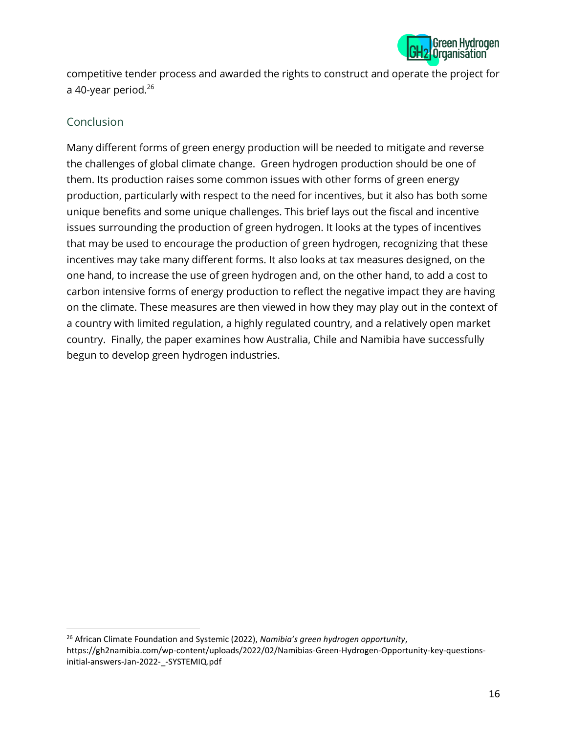competitive tender process and awarded the rights to construct and operate the project for a 40-year period.[26]

## Conclusion

Many different forms of green energy production will be needed to mitigate and reverse the challenges of global climate change. Green hydrogen production should be one of them. Its production raises some common issues with other forms of green energy production, particularly with respect to the need for incentives, but it also has both some unique benefits and some unique challenges. This brief lays out the fiscal and incentive issues surrounding the production of green hydrogen. It looks at the types of incentives that may be used to encourage the production of green hydrogen, recognizing that these incentives may take many different forms. It also looks at tax measures designed, on the one hand, to increase the use of green hydrogen and, on the other hand, to add a cost to carbon intensive forms of energy production to reflect the negative impact they are having on the climate. These measures are then viewed in how they may play out in the context of a country with limited regulation, a highly regulated country, and a relatively open market country. Finally, the paper examines how Australia, Chile and Namibia have successfully begun to develop green hydrogen industries.

---

[26] African Climate Foundation and Systemic (2022), *Namibia's green hydrogen opportunity*, https://gh2namibia.com/wp-content/uploads/2022/02/Namibias-Green-Hydrogen-Opportunity-key-questions-initial-answers-Jan-2022-_-SYSTEMIQ.pdf